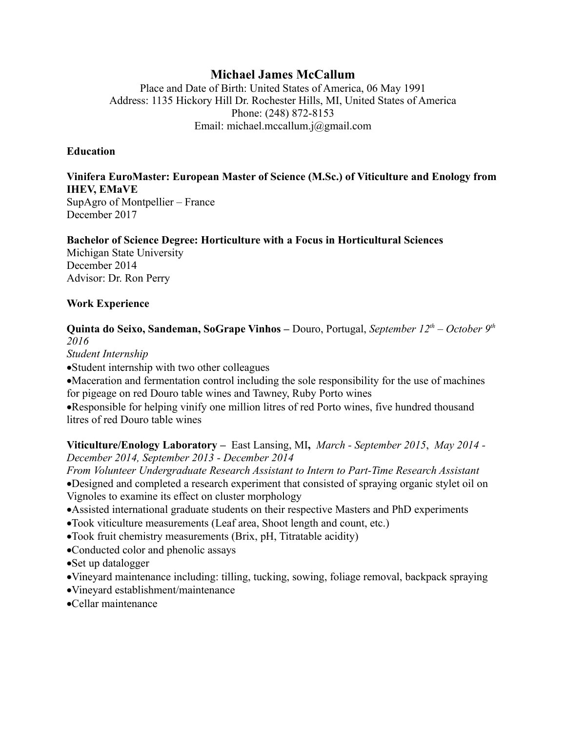# Michael James McCallum

Place and Date of Birth: United States of America, 06 May 1991
Address: 1135 Hickory Hill Dr. Rochester Hills, MI, United States of America
Phone: (248) 872-8153
Email: michael.mccallum.j@gmail.com

## Education

**Vinifera EuroMaster: European Master of Science (M.Sc.) of Viticulture and Enology from IHEV, EMaVE**
SupAgro of Montpellier – France
December 2017

**Bachelor of Science Degree: Horticulture with a Focus in Horticultural Sciences**
Michigan State University
December 2014
Advisor: Dr. Ron Perry

## Work Experience

**Quinta do Seixo, Sandeman, SoGrape Vinhos –** Douro, Portugal, *September 12th – October 9th 2016*
*Student Internship*

- Student internship with two other colleagues
- Maceration and fermentation control including the sole responsibility for the use of machines for pigeage on red Douro table wines and Tawney, Ruby Porto wines
- Responsible for helping vinify one million litres of red Porto wines, five hundred thousand litres of red Douro table wines

**Viticulture/Enology Laboratory –** East Lansing, MI, *March - September 2015*, *May 2014 - December 2014, September 2013 - December 2014*
*From Volunteer Undergraduate Research Assistant to Intern to Part-Time Research Assistant*

- Designed and completed a research experiment that consisted of spraying organic stylet oil on Vignoles to examine its effect on cluster morphology
- Assisted international graduate students on their respective Masters and PhD experiments
- Took viticulture measurements (Leaf area, Shoot length and count, etc.)
- Took fruit chemistry measurements (Brix, pH, Titratable acidity)
- Conducted color and phenolic assays
- Set up datalogger
- Vineyard maintenance including: tilling, tucking, sowing, foliage removal, backpack spraying
- Vineyard establishment/maintenance
- Cellar maintenance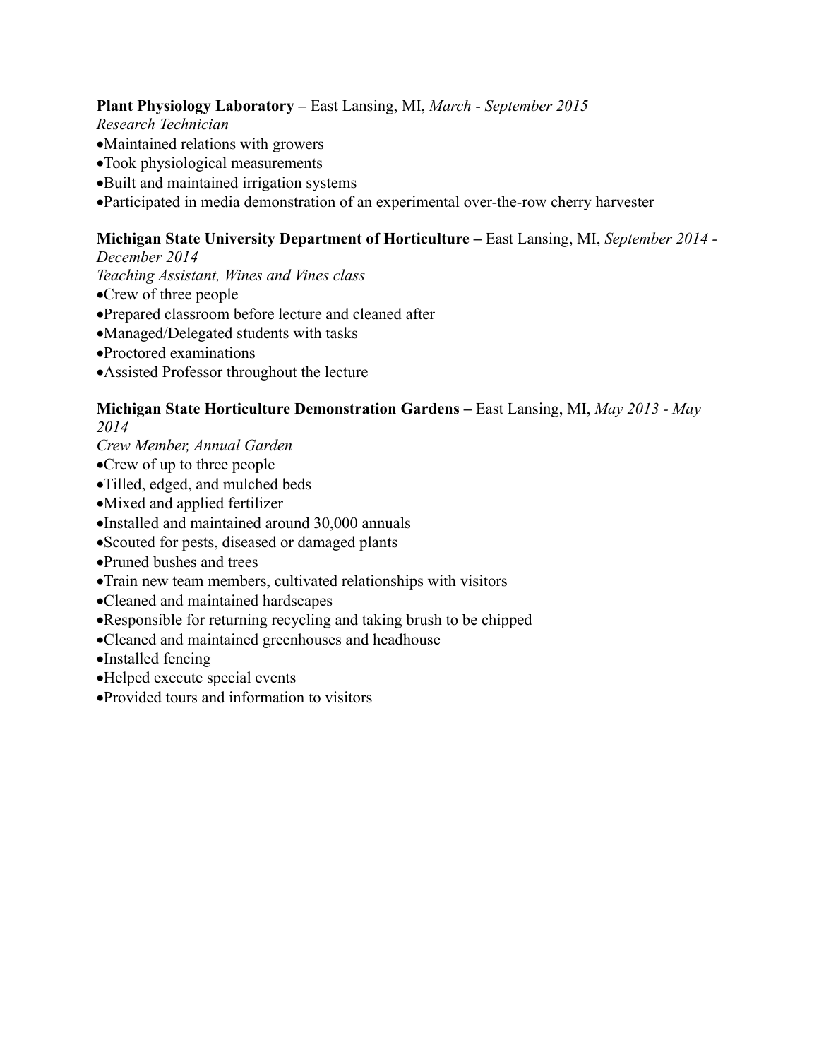**Plant Physiology Laboratory –** East Lansing, MI, *March - September 2015*
*Research Technician*

- Maintained relations with growers
- Took physiological measurements
- Built and maintained irrigation systems
- Participated in media demonstration of an experimental over-the-row cherry harvester

**Michigan State University Department of Horticulture –** East Lansing, MI, *September 2014 - December 2014*
*Teaching Assistant, Wines and Vines class*

- Crew of three people
- Prepared classroom before lecture and cleaned after
- Managed/Delegated students with tasks
- Proctored examinations
- Assisted Professor throughout the lecture

**Michigan State Horticulture Demonstration Gardens –** East Lansing, MI, *May 2013 - May 2014*
*Crew Member, Annual Garden*

- Crew of up to three people
- Tilled, edged, and mulched beds
- Mixed and applied fertilizer
- Installed and maintained around 30,000 annuals
- Scouted for pests, diseased or damaged plants
- Pruned bushes and trees
- Train new team members, cultivated relationships with visitors
- Cleaned and maintained hardscapes
- Responsible for returning recycling and taking brush to be chipped
- Cleaned and maintained greenhouses and headhouse
- Installed fencing
- Helped execute special events
- Provided tours and information to visitors